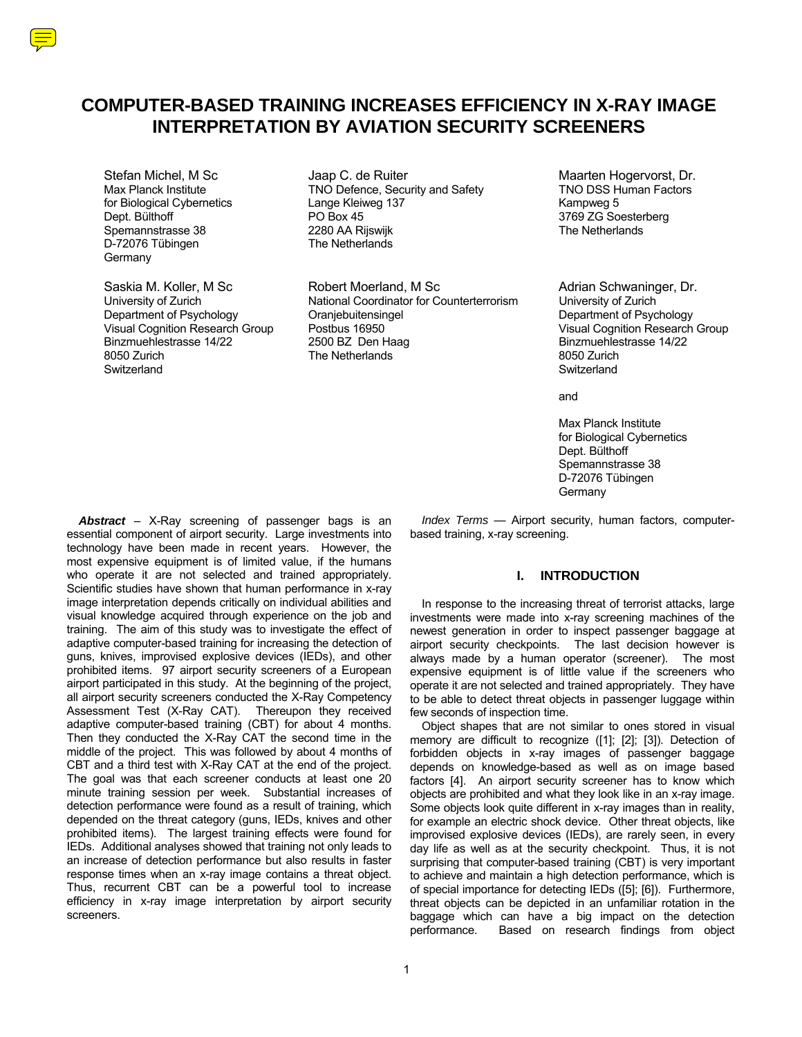# COMPUTER-BASED TRAINING INCREASES EFFICIENCY IN X-RAY IMAGE INTERPRETATION BY AVIATION SECURITY SCREENERS

Stefan Michel, M Sc
Max Planck Institute
for Biological Cybernetics
Dept. Bülthoff
Spemannstrasse 38
D-72076 Tübingen
Germany

Jaap C. de Ruiter
TNO Defence, Security and Safety
Lange Kleiweg 137
PO Box 45
2280 AA Rijswijk
The Netherlands

Maarten Hogervorst, Dr.
TNO DSS Human Factors
Kampweg 5
3769 ZG Soesterberg
The Netherlands

Saskia M. Koller, M Sc
University of Zurich
Department of Psychology
Visual Cognition Research Group
Binzmuehlestrasse 14/22
8050 Zurich
Switzerland

Robert Moerland, M Sc
National Coordinator for Counterterrorism
Oranjebuitensingel
Postbus 16950
2500 BZ Den Haag
The Netherlands

Adrian Schwaninger, Dr.
University of Zurich
Department of Psychology
Visual Cognition Research Group
Binzmuehlestrasse 14/22
8050 Zurich
Switzerland

and

Max Planck Institute
for Biological Cybernetics
Dept. Bülthoff
Spemannstrasse 38
D-72076 Tübingen
Germany

***Abstract*** – X-Ray screening of passenger bags is an essential component of airport security. Large investments into technology have been made in recent years. However, the most expensive equipment is of limited value, if the humans who operate it are not selected and trained appropriately. Scientific studies have shown that human performance in x-ray image interpretation depends critically on individual abilities and visual knowledge acquired through experience on the job and training. The aim of this study was to investigate the effect of adaptive computer-based training for increasing the detection of guns, knives, improvised explosive devices (IEDs), and other prohibited items. 97 airport security screeners of a European airport participated in this study. At the beginning of the project, all airport security screeners conducted the X-Ray Competency Assessment Test (X-Ray CAT). Thereupon they received adaptive computer-based training (CBT) for about 4 months. Then they conducted the X-Ray CAT the second time in the middle of the project. This was followed by about 4 months of CBT and a third test with X-Ray CAT at the end of the project. The goal was that each screener conducts at least one 20 minute training session per week. Substantial increases of detection performance were found as a result of training, which depended on the threat category (guns, IEDs, knives and other prohibited items). The largest training effects were found for IEDs. Additional analyses showed that training not only leads to an increase of detection performance but also results in faster response times when an x-ray image contains a threat object. Thus, recurrent CBT can be a powerful tool to increase efficiency in x-ray image interpretation by airport security screeners.

*Index Terms* — Airport security, human factors, computer-based training, x-ray screening.

## I. INTRODUCTION

In response to the increasing threat of terrorist attacks, large investments were made into x-ray screening machines of the newest generation in order to inspect passenger baggage at airport security checkpoints. The last decision however is always made by a human operator (screener). The most expensive equipment is of little value if the screeners who operate it are not selected and trained appropriately. They have to be able to detect threat objects in passenger luggage within few seconds of inspection time.

Object shapes that are not similar to ones stored in visual memory are difficult to recognize ([1]; [2]; [3]). Detection of forbidden objects in x-ray images of passenger baggage depends on knowledge-based as well as on image based factors [4]. An airport security screener has to know which objects are prohibited and what they look like in an x-ray image. Some objects look quite different in x-ray images than in reality, for example an electric shock device. Other threat objects, like improvised explosive devices (IEDs), are rarely seen, in every day life as well as at the security checkpoint. Thus, it is not surprising that computer-based training (CBT) is very important to achieve and maintain a high detection performance, which is of special importance for detecting IEDs ([5]; [6]). Furthermore, threat objects can be depicted in an unfamiliar rotation in the baggage which can have a big impact on the detection performance. Based on research findings from object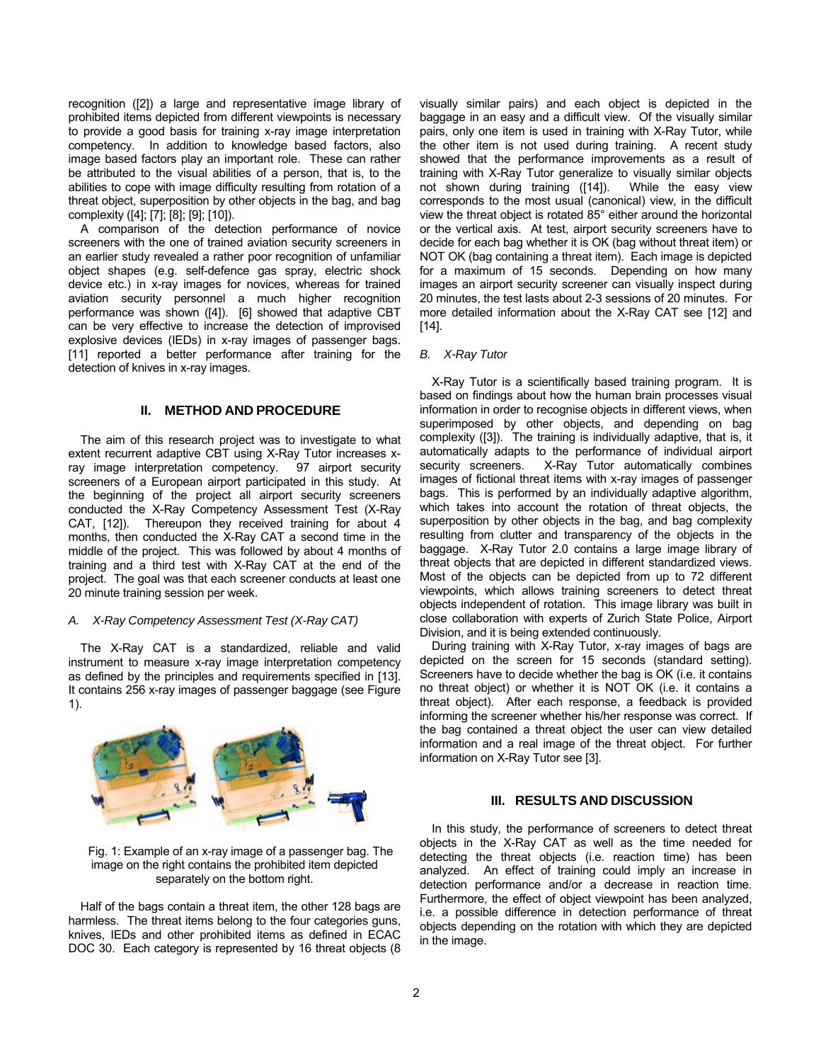recognition ([2]) a large and representative image library of prohibited items depicted from different viewpoints is necessary to provide a good basis for training x-ray image interpretation competency. In addition to knowledge based factors, also image based factors play an important role. These can rather be attributed to the visual abilities of a person, that is, to the abilities to cope with image difficulty resulting from rotation of a threat object, superposition by other objects in the bag, and bag complexity ([4]; [7]; [8]; [9]; [10]).

A comparison of the detection performance of novice screeners with the one of trained aviation security screeners in an earlier study revealed a rather poor recognition of unfamiliar object shapes (e.g. self-defence gas spray, electric shock device etc.) in x-ray images for novices, whereas for trained aviation security personnel a much higher recognition performance was shown ([4]). [6] showed that adaptive CBT can be very effective to increase the detection of improvised explosive devices (IEDs) in x-ray images of passenger bags. [11] reported a better performance after training for the detection of knives in x-ray images.

## II. METHOD AND PROCEDURE

The aim of this research project was to investigate to what extent recurrent adaptive CBT using X-Ray Tutor increases x-ray image interpretation competency. 97 airport security screeners of a European airport participated in this study. At the beginning of the project all airport security screeners conducted the X-Ray Competency Assessment Test (X-Ray CAT, [12]). Thereupon they received training for about 4 months, then conducted the X-Ray CAT a second time in the middle of the project. This was followed by about 4 months of training and a third test with X-Ray CAT at the end of the project. The goal was that each screener conducts at least one 20 minute training session per week.

### *A. X-Ray Competency Assessment Test (X-Ray CAT)*

The X-Ray CAT is a standardized, reliable and valid instrument to measure x-ray image interpretation competency as defined by the principles and requirements specified in [13]. It contains 256 x-ray images of passenger baggage (see Figure 1).

Fig. 1: Example of an x-ray image of a passenger bag. The image on the right contains the prohibited item depicted separately on the bottom right.

Half of the bags contain a threat item, the other 128 bags are harmless. The threat items belong to the four categories guns, knives, IEDs and other prohibited items as defined in ECAC DOC 30. Each category is represented by 16 threat objects (8 visually similar pairs) and each object is depicted in the baggage in an easy and a difficult view. Of the visually similar pairs, only one item is used in training with X-Ray Tutor, while the other item is not used during training. A recent study showed that the performance improvements as a result of training with X-Ray Tutor generalize to visually similar objects not shown during training ([14]). While the easy view corresponds to the most usual (canonical) view, in the difficult view the threat object is rotated 85° either around the horizontal or the vertical axis. At test, airport security screeners have to decide for each bag whether it is OK (bag without threat item) or NOT OK (bag containing a threat item). Each image is depicted for a maximum of 15 seconds. Depending on how many images an airport security screener can visually inspect during 20 minutes, the test lasts about 2-3 sessions of 20 minutes. For more detailed information about the X-Ray CAT see [12] and [14].

### *B. X-Ray Tutor*

X-Ray Tutor is a scientifically based training program. It is based on findings about how the human brain processes visual information in order to recognise objects in different views, when superimposed by other objects, and depending on bag complexity ([3]). The training is individually adaptive, that is, it automatically adapts to the performance of individual airport security screeners. X-Ray Tutor automatically combines images of fictional threat items with x-ray images of passenger bags. This is performed by an individually adaptive algorithm, which takes into account the rotation of threat objects, the superposition by other objects in the bag, and bag complexity resulting from clutter and transparency of the objects in the baggage. X-Ray Tutor 2.0 contains a large image library of threat objects that are depicted in different standardized views. Most of the objects can be depicted from up to 72 different viewpoints, which allows training screeners to detect threat objects independent of rotation. This image library was built in close collaboration with experts of Zurich State Police, Airport Division, and it is being extended continuously.

During training with X-Ray Tutor, x-ray images of bags are depicted on the screen for 15 seconds (standard setting). Screeners have to decide whether the bag is OK (i.e. it contains no threat object) or whether it is NOT OK (i.e. it contains a threat object). After each response, a feedback is provided informing the screener whether his/her response was correct. If the bag contained a threat object the user can view detailed information and a real image of the threat object. For further information on X-Ray Tutor see [3].

## III. RESULTS AND DISCUSSION

In this study, the performance of screeners to detect threat objects in the X-Ray CAT as well as the time needed for detecting the threat objects (i.e. reaction time) has been analyzed. An effect of training could imply an increase in detection performance and/or a decrease in reaction time. Furthermore, the effect of object viewpoint has been analyzed, i.e. a possible difference in detection performance of threat objects depending on the rotation with which they are depicted in the image.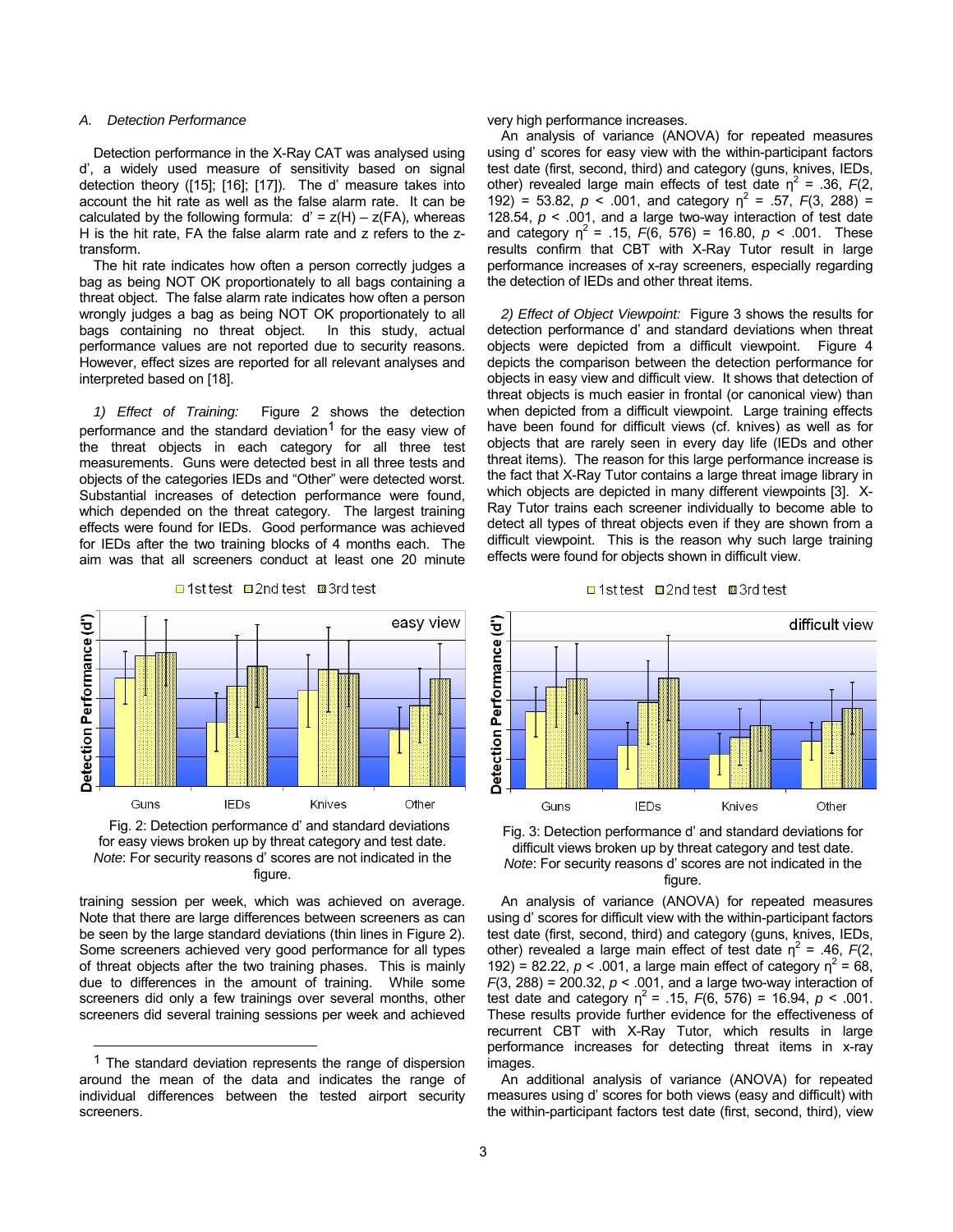### A. Detection Performance

Detection performance in the X-Ray CAT was analysed using d', a widely used measure of sensitivity based on signal detection theory ([15]; [16]; [17]). The d' measure takes into account the hit rate as well as the false alarm rate. It can be calculated by the following formula: $d' = z(H) - z(FA)$, whereas H is the hit rate, FA the false alarm rate and z refers to the z-transform.

The hit rate indicates how often a person correctly judges a bag as being NOT OK proportionately to all bags containing a threat object. The false alarm rate indicates how often a person wrongly judges a bag as being NOT OK proportionately to all bags containing no threat object. In this study, actual performance values are not reported due to security reasons. However, effect sizes are reported for all relevant analyses and interpreted based on [18].

*1) Effect of Training:* Figure 2 shows the detection performance and the standard deviation[1] for the easy view of the threat objects in each category for all three test measurements. Guns were detected best in all three tests and objects of the categories IEDs and "Other" were detected worst. Substantial increases of detection performance were found, which depended on the threat category. The largest training effects were found for IEDs. Good performance was achieved for IEDs after the two training blocks of 4 months each. The aim was that all screeners conduct at least one 20 minute training session per week, which was achieved on average. Note that there are large differences between screeners as can be seen by the large standard deviations (thin lines in Figure 2). Some screeners achieved very good performance for all types of threat objects after the two training phases. This is mainly due to differences in the amount of training. While some screeners did only a few trainings over several months, other screeners did several training sessions per week and achieved very high performance increases.

Fig. 2: Detection performance d' and standard deviations for easy views broken up by threat category and test date. *Note*: For security reasons d' scores are not indicated in the figure.

An analysis of variance (ANOVA) for repeated measures using d' scores for easy view with the within-participant factors test date (first, second, third) and category (guns, knives, IEDs, other) revealed large main effects of test date $\eta^2 = .36$, $F(2, 192) = 53.82$, $p < .001$, and category $\eta^2 = .57$, $F(3, 288) = 128.54$, $p < .001$, and a large two-way interaction of test date and category $\eta^2 = .15$, $F(6, 576) = 16.80$, $p < .001$. These results confirm that CBT with X-Ray Tutor result in large performance increases of x-ray screeners, especially regarding the detection of IEDs and other threat items.

*2) Effect of Object Viewpoint:* Figure 3 shows the results for detection performance d' and standard deviations when threat objects were depicted from a difficult viewpoint. Figure 4 depicts the comparison between the detection performance for objects in easy view and difficult view. It shows that detection of threat objects is much easier in frontal (or canonical view) than when depicted from a difficult viewpoint. Large training effects have been found for difficult views (cf. knives) as well as for objects that are rarely seen in every day life (IEDs and other threat items). The reason for this large performance increase is the fact that X-Ray Tutor contains a large threat image library in which objects are depicted in many different viewpoints [3]. X-Ray Tutor trains each screener individually to become able to detect all types of threat objects even if they are shown from a difficult viewpoint. This is the reason why such large training effects were found for objects shown in difficult view.

Fig. 3: Detection performance d' and standard deviations for difficult views broken up by threat category and test date. *Note*: For security reasons d' scores are not indicated in the figure.

An analysis of variance (ANOVA) for repeated measures using d' scores for difficult view with the within-participant factors test date (first, second, third) and category (guns, knives, IEDs, other) revealed a large main effect of test date $\eta^2 = .46$, $F(2, 192) = 82.22$, $p < .001$, a large main effect of category $\eta^2 = 68$, $F(3, 288) = 200.32$, $p < .001$, and a large two-way interaction of test date and category $\eta^2 = .15$, $F(6, 576) = 16.94$, $p < .001$. These results provide further evidence for the effectiveness of recurrent CBT with X-Ray Tutor, which results in large performance increases for detecting threat items in x-ray images.

An additional analysis of variance (ANOVA) for repeated measures using d' scores for both views (easy and difficult) with the within-participant factors test date (first, second, third), view

[1] The standard deviation represents the range of dispersion around the mean of the data and indicates the range of individual differences between the tested airport security screeners.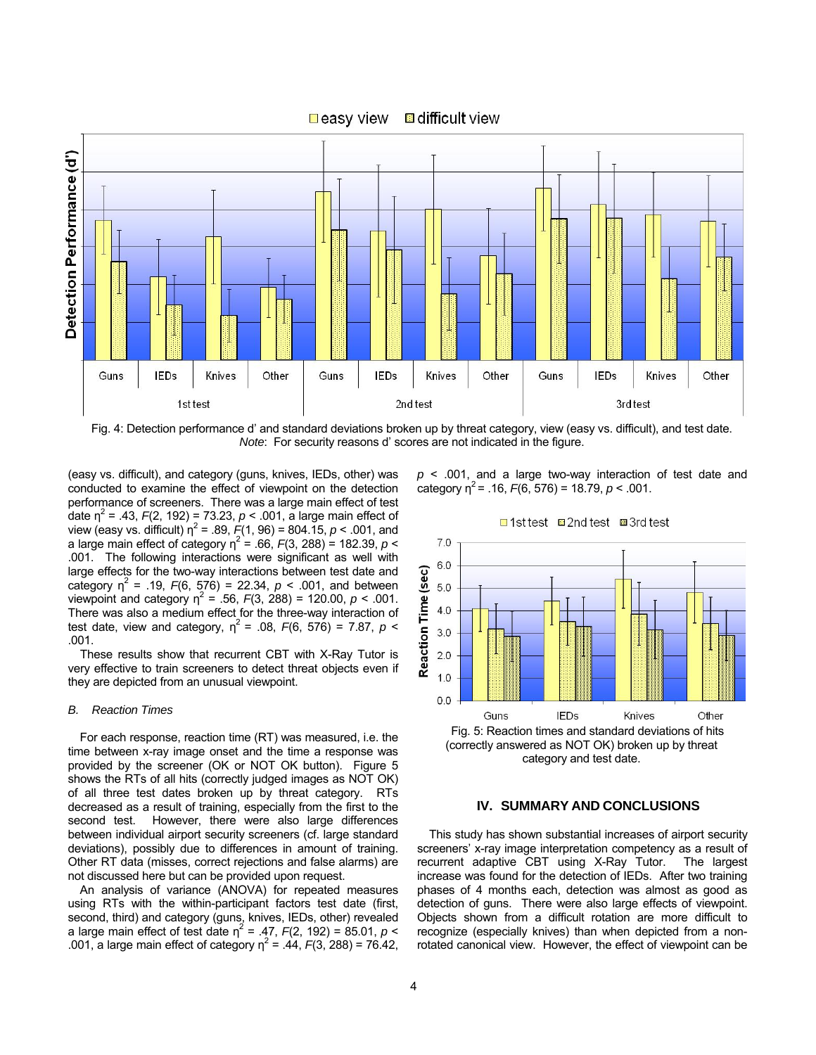Fig. 4: Detection performance d' and standard deviations broken up by threat category, view (easy vs. difficult), and test date. *Note*: For security reasons d' scores are not indicated in the figure.

(easy vs. difficult), and category (guns, knives, IEDs, other) was conducted to examine the effect of viewpoint on the detection performance of screeners. There was a large main effect of test date $\eta^2 = .43$, $F(2, 192) = 73.23$, $p < .001$, a large main effect of view (easy vs. difficult) $\eta^2 = .89$, $F(1, 96) = 804.15$, $p < .001$, and a large main effect of category $\eta^2 = .66$, $F(3, 288) = 182.39$, $p < .001$. The following interactions were significant as well with large effects for the two-way interactions between test date and category $\eta^2 = .19$, $F(6, 576) = 22.34$, $p < .001$, and between viewpoint and category $\eta^2 = .56$, $F(3, 288) = 120.00$, $p < .001$. There was also a medium effect for the three-way interaction of test date, view and category, $\eta^2 = .08$, $F(6, 576) = 7.87$, $p < .001$.

These results show that recurrent CBT with X-Ray Tutor is very effective to train screeners to detect threat objects even if they are depicted from an unusual viewpoint.

### *B. Reaction Times*

For each response, reaction time (RT) was measured, i.e. the time between x-ray image onset and the time a response was provided by the screener (OK or NOT OK button). Figure 5 shows the RTs of all hits (correctly judged images as NOT OK) of all three test dates broken up by threat category. RTs decreased as a result of training, especially from the first to the second test. However, there were also large differences between individual airport security screeners (cf. large standard deviations), possibly due to differences in amount of training. Other RT data (misses, correct rejections and false alarms) are not discussed here but can be provided upon request.

An analysis of variance (ANOVA) for repeated measures using RTs with the within-participant factors test date (first, second, third) and category (guns, knives, IEDs, other) revealed a large main effect of test date $\eta^2 = .47$, $F(2, 192) = 85.01$, $p < .001$, a large main effect of category $\eta^2 = .44$, $F(3, 288) = 76.42$, $p < .001$, and a large two-way interaction of test date and category $\eta^2 = .16$, $F(6, 576) = 18.79$, $p < .001$.

Fig. 5: Reaction times and standard deviations of hits (correctly answered as NOT OK) broken up by threat category and test date.

## IV. SUMMARY AND CONCLUSIONS

This study has shown substantial increases of airport security screeners' x-ray image interpretation competency as a result of recurrent adaptive CBT using X-Ray Tutor. The largest increase was found for the detection of IEDs. After two training phases of 4 months each, detection was almost as good as detection of guns. There were also large effects of viewpoint. Objects shown from a difficult rotation are more difficult to recognize (especially knives) than when depicted from a non-rotated canonical view. However, the effect of viewpoint can be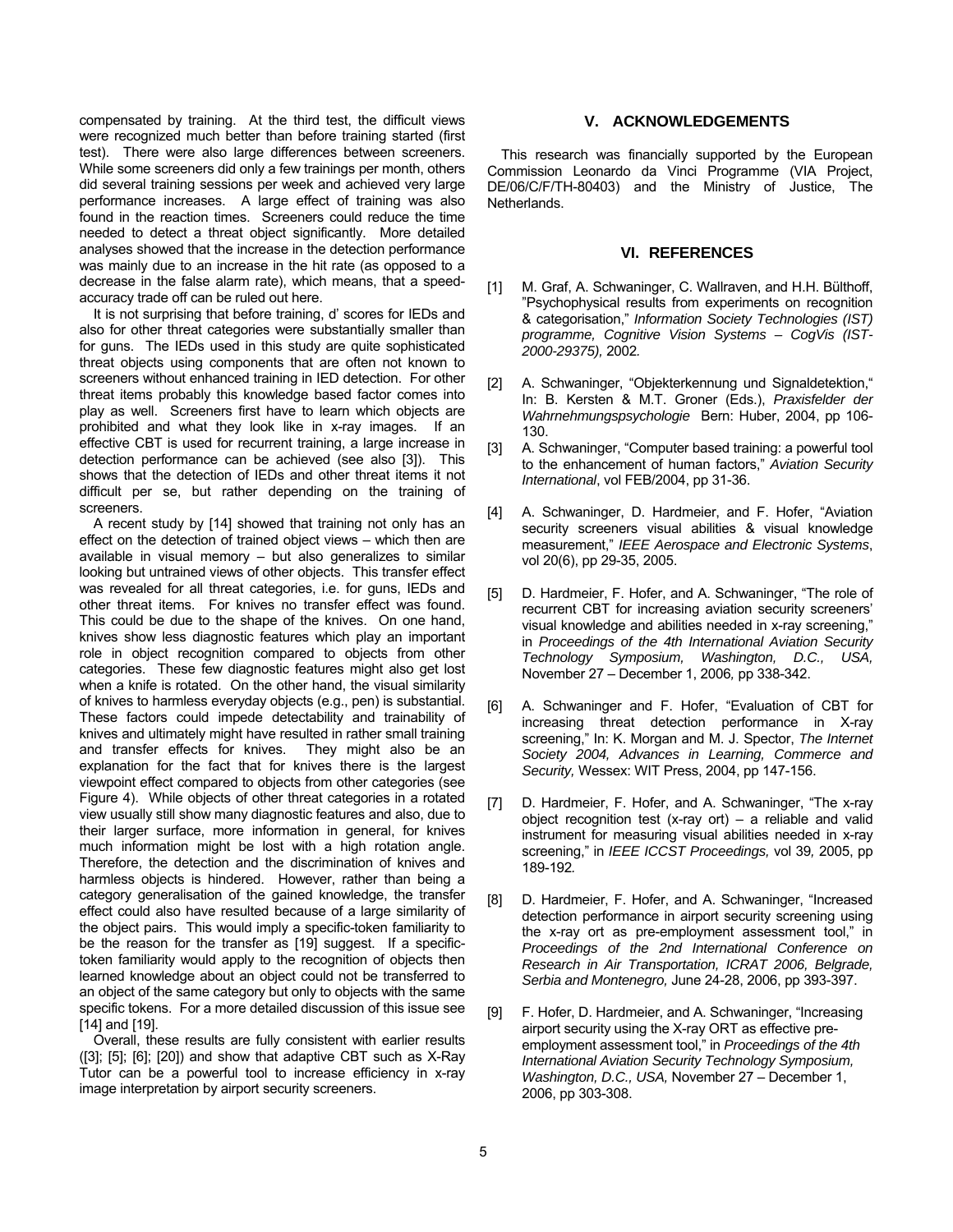compensated by training. At the third test, the difficult views were recognized much better than before training started (first test). There were also large differences between screeners. While some screeners did only a few trainings per month, others did several training sessions per week and achieved very large performance increases. A large effect of training was also found in the reaction times. Screeners could reduce the time needed to detect a threat object significantly. More detailed analyses showed that the increase in the detection performance was mainly due to an increase in the hit rate (as opposed to a decrease in the false alarm rate), which means, that a speed-accuracy trade off can be ruled out here.

It is not surprising that before training, d' scores for IEDs and also for other threat categories were substantially smaller than for guns. The IEDs used in this study are quite sophisticated threat objects using components that are often not known to screeners without enhanced training in IED detection. For other threat items probably this knowledge based factor comes into play as well. Screeners first have to learn which objects are prohibited and what they look like in x-ray images. If an effective CBT is used for recurrent training, a large increase in detection performance can be achieved (see also [3]). This shows that the detection of IEDs and other threat items it not difficult per se, but rather depending on the training of screeners.

A recent study by [14] showed that training not only has an effect on the detection of trained object views – which then are available in visual memory – but also generalizes to similar looking but untrained views of other objects. This transfer effect was revealed for all threat categories, i.e. for guns, IEDs and other threat items. For knives no transfer effect was found. This could be due to the shape of the knives. On one hand, knives show less diagnostic features which play an important role in object recognition compared to objects from other categories. These few diagnostic features might also get lost when a knife is rotated. On the other hand, the visual similarity of knives to harmless everyday objects (e.g., pen) is substantial. These factors could impede detectability and trainability of knives and ultimately might have resulted in rather small training and transfer effects for knives. They might also be an explanation for the fact that for knives there is the largest viewpoint effect compared to objects from other categories (see Figure 4). While objects of other threat categories in a rotated view usually still show many diagnostic features and also, due to their larger surface, more information in general, for knives much information might be lost with a high rotation angle. Therefore, the detection and the discrimination of knives and harmless objects is hindered. However, rather than being a category generalisation of the gained knowledge, the transfer effect could also have resulted because of a large similarity of the object pairs. This would imply a specific-token familiarity to be the reason for the transfer as [19] suggest. If a specific-token familiarity would apply to the recognition of objects then learned knowledge about an object could not be transferred to an object of the same category but only to objects with the same specific tokens. For a more detailed discussion of this issue see [14] and [19].

Overall, these results are fully consistent with earlier results ([3]; [5]; [6]; [20]) and show that adaptive CBT such as X-Ray Tutor can be a powerful tool to increase efficiency in x-ray image interpretation by airport security screeners.

## V. ACKNOWLEDGEMENTS

This research was financially supported by the European Commission Leonardo da Vinci Programme (VIA Project, DE/06/C/F/TH-80403) and the Ministry of Justice, The Netherlands.

## VI. REFERENCES

[1] M. Graf, A. Schwaninger, C. Wallraven, and H.H. Bülthoff, "Psychophysical results from experiments on recognition & categorisation," *Information Society Technologies (IST) programme, Cognitive Vision Systems – CogVis (IST-2000-29375),* 2002*.*

[2] A. Schwaninger, "Objekterkennung und Signaldetektion," In: B. Kersten & M.T. Groner (Eds.), *Praxisfelder der Wahrnehmungspsychologie* Bern: Huber, 2004, pp 106-130.

[3] A. Schwaninger, "Computer based training: a powerful tool to the enhancement of human factors," *Aviation Security International*, vol FEB/2004, pp 31-36.

[4] A. Schwaninger, D. Hardmeier, and F. Hofer, "Aviation security screeners visual abilities & visual knowledge measurement," *IEEE Aerospace and Electronic Systems*, vol 20(6), pp 29-35, 2005.

[5] D. Hardmeier, F. Hofer, and A. Schwaninger, "The role of recurrent CBT for increasing aviation security screeners' visual knowledge and abilities needed in x-ray screening," in *Proceedings of the 4th International Aviation Security Technology Symposium, Washington, D.C., USA,* November 27 – December 1, 2006*,* pp 338-342.

[6] A. Schwaninger and F. Hofer, "Evaluation of CBT for increasing threat detection performance in X-ray screening," In: K. Morgan and M. J. Spector, *The Internet Society 2004, Advances in Learning, Commerce and Security,* Wessex: WIT Press, 2004, pp 147-156.

[7] D. Hardmeier, F. Hofer, and A. Schwaninger, "The x-ray object recognition test (x-ray ort) – a reliable and valid instrument for measuring visual abilities needed in x-ray screening," in *IEEE ICCST Proceedings,* vol 39*,* 2005, pp 189-192*.*

[8] D. Hardmeier, F. Hofer, and A. Schwaninger, "Increased detection performance in airport security screening using the x-ray ort as pre-employment assessment tool," in *Proceedings of the 2nd International Conference on Research in Air Transportation, ICRAT 2006, Belgrade, Serbia and Montenegro,* June 24-28, 2006, pp 393-397.

[9] F. Hofer, D. Hardmeier, and A. Schwaninger, "Increasing airport security using the X-ray ORT as effective pre-employment assessment tool," in *Proceedings of the 4th International Aviation Security Technology Symposium, Washington, D.C., USA,* November 27 – December 1, 2006, pp 303-308.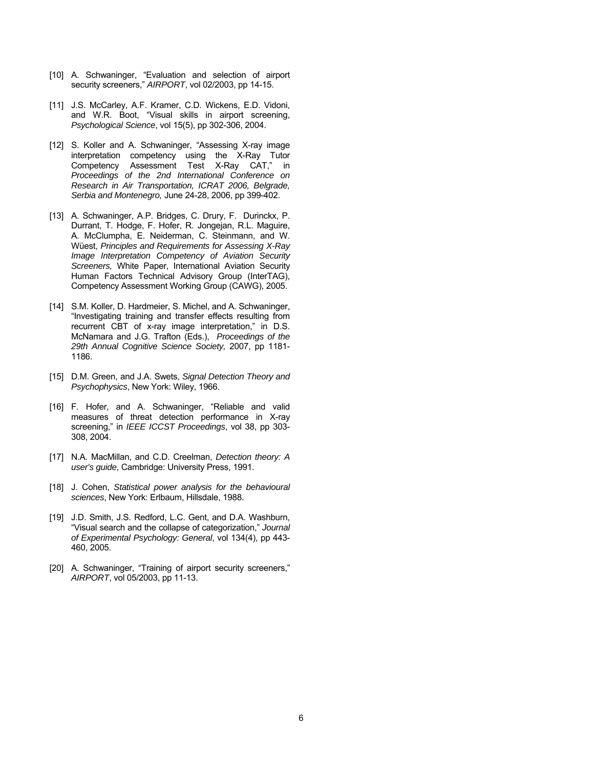[10] A. Schwaninger, "Evaluation and selection of airport security screeners," *AIRPORT*, vol 02/2003, pp 14-15.

[11] J.S. McCarley, A.F. Kramer, C.D. Wickens, E.D. Vidoni, and W.R. Boot, "Visual skills in airport screening, *Psychological Science*, vol 15(5), pp 302-306, 2004.

[12] S. Koller and A. Schwaninger, "Assessing X-ray image interpretation competency using the X-Ray Tutor Competency Assessment Test X-Ray CAT," in *Proceedings of the 2nd International Conference on Research in Air Transportation, ICRAT 2006, Belgrade, Serbia and Montenegro,* June 24-28, 2006, pp 399-402.

[13] A. Schwaninger, A.P. Bridges, C. Drury, F. Durinckx, P. Durrant, T. Hodge, F. Hofer, R. Jongejan, R.L. Maguire, A. McClumpha, E. Neiderman, C. Steinmann, and W. Wüest, *Principles and Requirements for Assessing X-Ray Image Interpretation Competency of Aviation Security Screeners,* White Paper, International Aviation Security Human Factors Technical Advisory Group (InterTAG), Competency Assessment Working Group (CAWG), 2005.

[14] S.M. Koller, D. Hardmeier, S. Michel, and A. Schwaninger, "Investigating training and transfer effects resulting from recurrent CBT of x-ray image interpretation," in D.S. McNamara and J.G. Trafton (Eds.), *Proceedings of the 29th Annual Cognitive Science Society,* 2007, pp 1181-1186.

[15] D.M. Green, and J.A. Swets, *Signal Detection Theory and Psychophysics*, New York: Wiley, 1966.

[16] F. Hofer, and A. Schwaninger, "Reliable and valid measures of threat detection performance in X-ray screening," in *IEEE ICCST Proceedings*, vol 38, pp 303-308, 2004.

[17] N.A. MacMillan, and C.D. Creelman, *Detection theory: A user's guide*, Cambridge: University Press, 1991.

[18] J. Cohen, *Statistical power analysis for the behavioural sciences*, New York: Erlbaum, Hillsdale, 1988.

[19] J.D. Smith, J.S. Redford, L.C. Gent, and D.A. Washburn, "Visual search and the collapse of categorization," *Journal of Experimental Psychology: General*, vol 134(4), pp 443-460, 2005.

[20] A. Schwaninger, "Training of airport security screeners," *AIRPORT*, vol 05/2003, pp 11-13.